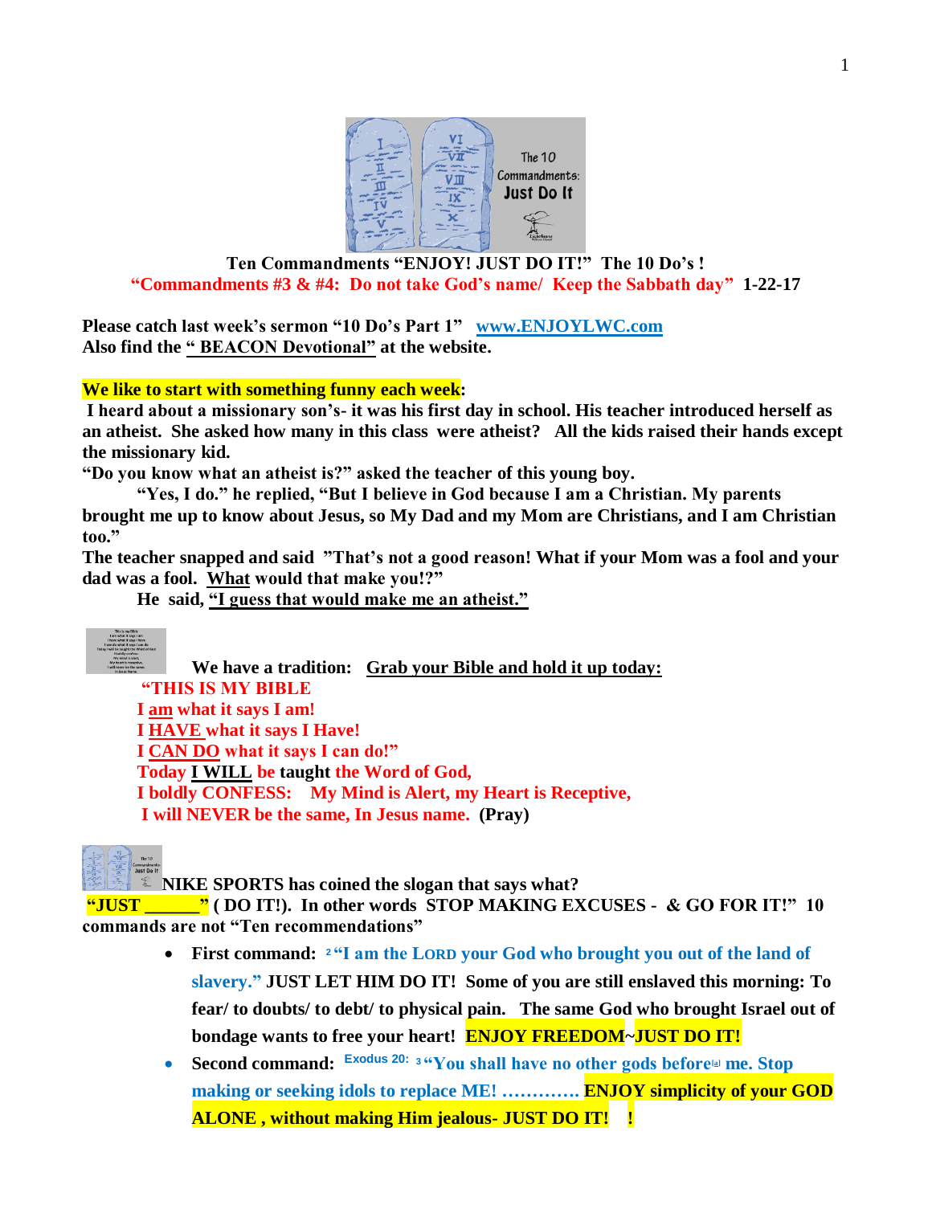**Ten Commandments "ENJOY! JUST DO IT!" The 10 Do's !**

**"Commandments #3 & #4: Do not take God's name/ Keep the Sabbath day" 1-22-17**

**Please catch last week's sermon "10 Do's Part 1" www.ENJOYLWC.com**
**Also find the " BEACON Devotional" at the website.**

**We like to start with something funny each week:**

**I heard about a missionary son's- it was his first day in school. His teacher introduced herself as an atheist. She asked how many in this class were atheist? All the kids raised their hands except the missionary kid.**

**"Do you know what an atheist is?" asked the teacher of this young boy.**

**"Yes, I do." he replied, "But I believe in God because I am a Christian. My parents brought me up to know about Jesus, so My Dad and my Mom are Christians, and I am Christian too."**

**The teacher snapped and said "That's not a good reason! What if your Mom was a fool and your dad was a fool. What would that make you!?"**

**He said, "I guess that would make me an atheist."**

**We have a tradition: Grab your Bible and hold it up today:**

**"THIS IS MY BIBLE**
**I am what it says I am!**
**I HAVE what it says I Have!**
**I CAN DO what it says I can do!"**
**Today I WILL be taught the Word of God,**
**I boldly CONFESS: My Mind is Alert, my Heart is Receptive,**
**I will NEVER be the same, In Jesus name. (Pray)**

**NIKE SPORTS has coined the slogan that says what?**

**"JUST ______" ( DO IT!). In other words STOP MAKING EXCUSES - & GO FOR IT!" 10 commands are not "Ten recommendations"**

- **First command:** [2] **"I am the LORD your God who brought you out of the land of slavery." JUST LET HIM DO IT! Some of you are still enslaved this morning: To fear/ to doubts/ to debt/ to physical pain. The same God who brought Israel out of bondage wants to free your heart! ENJOY FREEDOM~JUST DO IT!**
- **Second command:** Exodus 20: [3] **"You shall have no other gods before[a] me. Stop making or seeking idols to replace ME! …………. ENJOY simplicity of your GOD ALONE , without making Him jealous- JUST DO IT! !**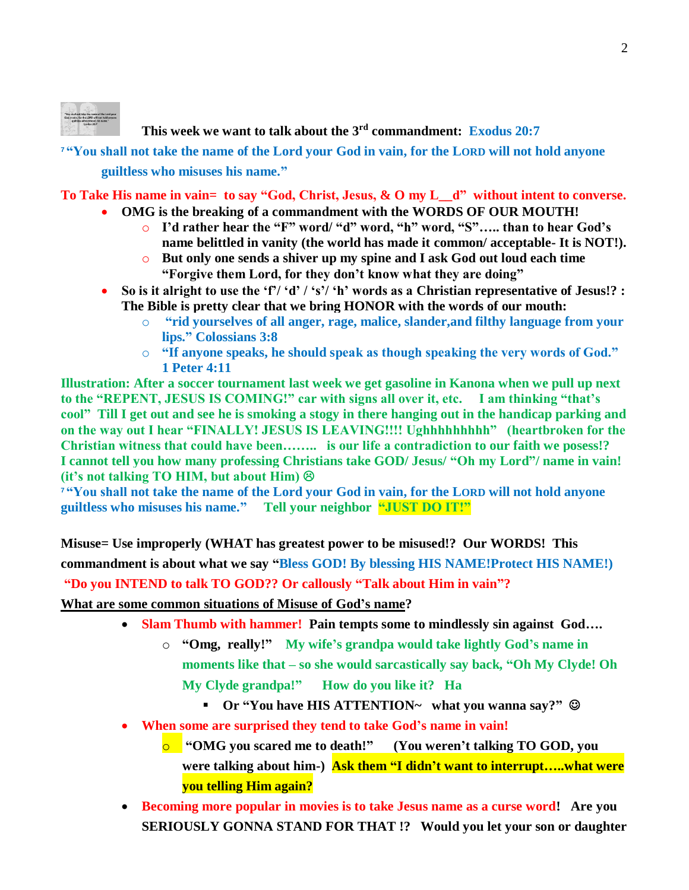**This week we want to talk about the 3rd commandment: Exodus 20:7**

**7 "You shall not take the name of the Lord your God in vain, for the LORD will not hold anyone guiltless who misuses his name."**

**To Take His name in vain= to say "God, Christ, Jesus, & O my L__d" without intent to converse.**

- **OMG is the breaking of a commandment with the WORDS OF OUR MOUTH!**
  - **I'd rather hear the "F" word/ "d" word, "h" word, "S"….. than to hear God's name belittled in vanity (the world has made it common/ acceptable- It is NOT!).**
  - **But only one sends a shiver up my spine and I ask God out loud each time "Forgive them Lord, for they don't know what they are doing"**
- **So is it alright to use the 'f'/ 'd' / 's'/ 'h' words as a Christian representative of Jesus!? : The Bible is pretty clear that we bring HONOR with the words of our mouth:**
  - **"rid yourselves of all anger, rage, malice, slander,and filthy language from your lips." Colossians 3:8**
  - **"If anyone speaks, he should speak as though speaking the very words of God." 1 Peter 4:11**

**Illustration: After a soccer tournament last week we get gasoline in Kanona when we pull up next to the "REPENT, JESUS IS COMING!" car with signs all over it, etc. I am thinking "that's cool" Till I get out and see he is smoking a stogy in there hanging out in the handicap parking and on the way out I hear "FINALLY! JESUS IS LEAVING!!!! Ughhhhhhhhh" (heartbroken for the Christian witness that could have been…….. is our life a contradiction to our faith we posess!? I cannot tell you how many professing Christians take GOD/ Jesus/ "Oh my Lord"/ name in vain! (it's not talking TO HIM, but about Him) ☹**

**7 "You shall not take the name of the Lord your God in vain, for the LORD will not hold anyone guiltless who misuses his name." Tell your neighbor "JUST DO IT!"**

**Misuse= Use improperly (WHAT has greatest power to be misused!? Our WORDS! This commandment is about what we say "Bless GOD! By blessing HIS NAME!Protect HIS NAME!)**

**"Do you INTEND to talk TO GOD?? Or callously "Talk about Him in vain"?**

**<u>What are some common situations of Misuse of God's name</u>?**

- **Slam Thumb with hammer! Pain tempts some to mindlessly sin against God….**
  - **"Omg, really!" My wife's grandpa would take lightly God's name in moments like that – so she would sarcastically say back, "Oh My Clyde! Oh My Clyde grandpa!" How do you like it? Ha**
    - **Or "You have HIS ATTENTION~ what you wanna say?" ☺**
- **When some are surprised they tend to take God's name in vain!**
  - **"OMG you scared me to death!" (You weren't talking TO GOD, you were talking about him-) Ask them "I didn't want to interrupt…..what were you telling Him again?**
- **Becoming more popular in movies is to take Jesus name as a curse word! Are you SERIOUSLY GONNA STAND FOR THAT !? Would you let your son or daughter**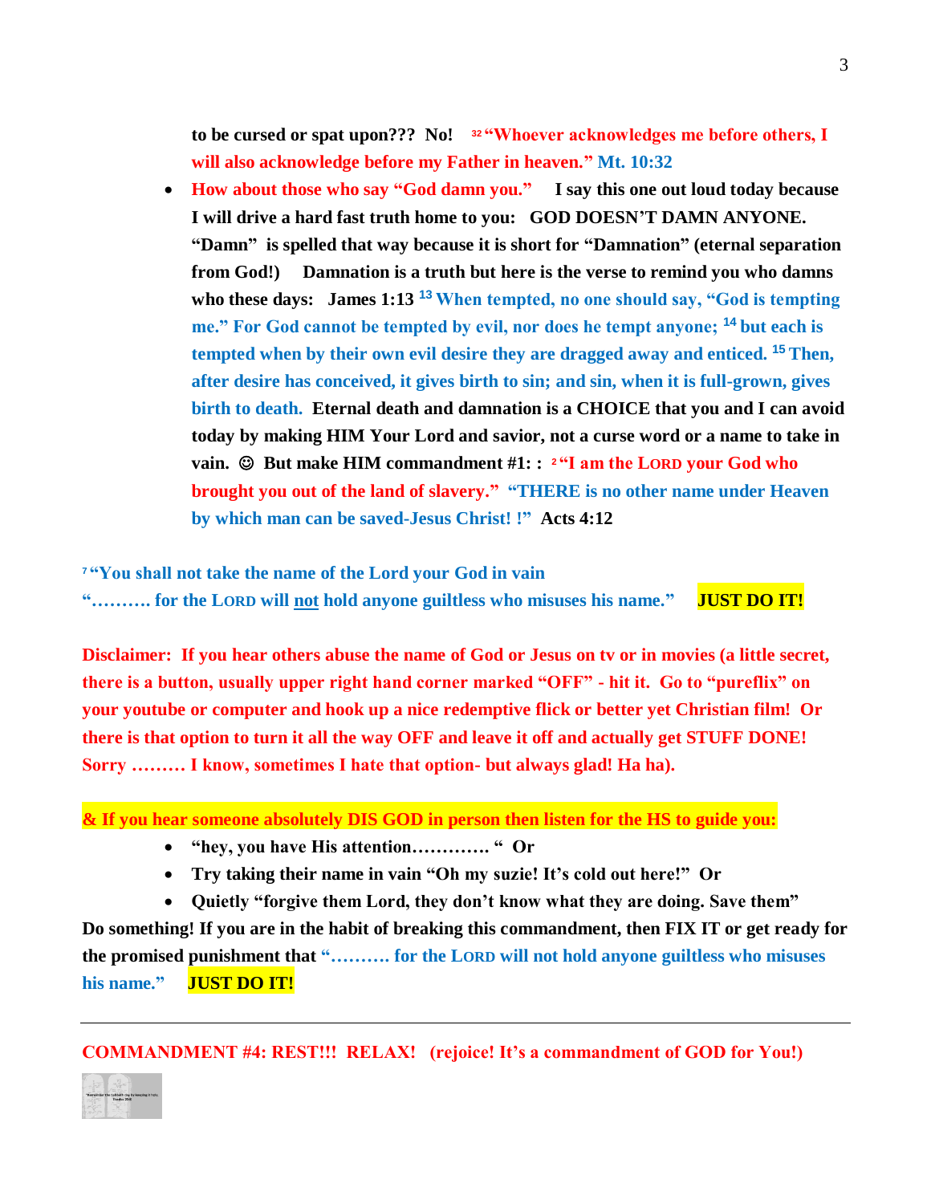to be cursed or spat upon??? No! [32] **"Whoever acknowledges me before others, I will also acknowledge before my Father in heaven." Mt. 10:32**

- **How about those who say "God damn you."** **I say this one out loud today because I will drive a hard fast truth home to you: GOD DOESN'T DAMN ANYONE. "Damn" is spelled that way because it is short for "Damnation" (eternal separation from God!) Damnation is a truth but here is the verse to remind you who damns who these days: James 1:13** [13] **When tempted, no one should say, "God is tempting me." For God cannot be tempted by evil, nor does he tempt anyone;** [14] **but each is tempted when by their own evil desire they are dragged away and enticed.** [15] **Then, after desire has conceived, it gives birth to sin; and sin, when it is full-grown, gives birth to death. Eternal death and damnation is a CHOICE that you and I can avoid today by making HIM Your Lord and savior, not a curse word or a name to take in vain. ☺ But make HIM commandment #1: :** [2] **"I am the LORD your God who brought you out of the land of slavery." "THERE is no other name under Heaven by which man can be saved-Jesus Christ! !" Acts 4:12**

[7] **"You shall not take the name of the Lord your God in vain**
**"………. for the LORD will not hold anyone guiltless who misuses his name." JUST DO IT!**

**Disclaimer: If you hear others abuse the name of God or Jesus on tv or in movies (a little secret, there is a button, usually upper right hand corner marked "OFF" - hit it. Go to "pureflix" on your youtube or computer and hook up a nice redemptive flick or better yet Christian film! Or there is that option to turn it all the way OFF and leave it off and actually get STUFF DONE! Sorry ……… I know, sometimes I hate that option- but always glad! Ha ha).**

**& If you hear someone absolutely DIS GOD in person then listen for the HS to guide you:**

- **"hey, you have His attention…………. " Or**
- **Try taking their name in vain "Oh my suzie! It's cold out here!" Or**
- **Quietly "forgive them Lord, they don't know what they are doing. Save them"**

**Do something! If you are in the habit of breaking this commandment, then FIX IT or get ready for the promised punishment that "………. for the LORD will not hold anyone guiltless who misuses his name." JUST DO IT!**

---

**COMMANDMENT #4: REST!!! RELAX! (rejoice! It's a commandment of GOD for You!)**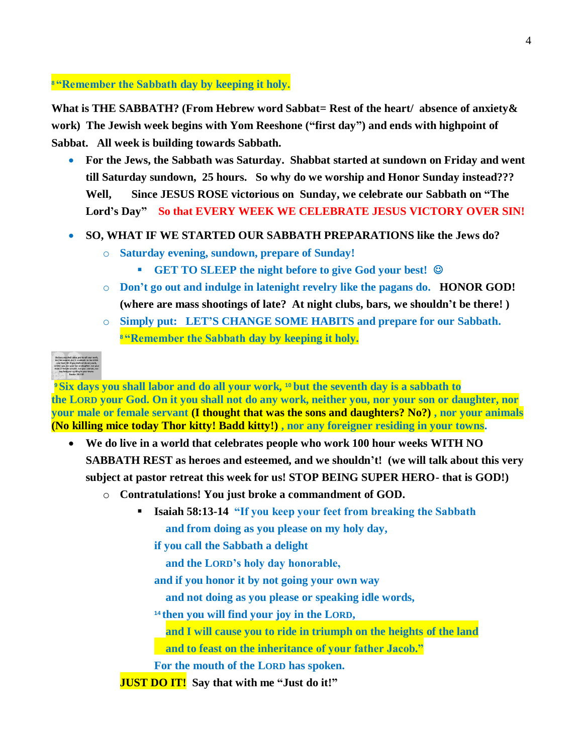**[8] "Remember the Sabbath day by keeping it holy.**

**What is THE SABBATH? (From Hebrew word Sabbat= Rest of the heart/ absence of anxiety& work) The Jewish week begins with Yom Reeshone ("first day") and ends with highpoint of Sabbat. All week is building towards Sabbath.**

- **For the Jews, the Sabbath was Saturday. Shabbat started at sundown on Friday and went till Saturday sundown, 25 hours. So why do we worship and Honor Sunday instead??? Well, Since JESUS ROSE victorious on Sunday, we celebrate our Sabbath on "The Lord's Day" So that EVERY WEEK WE CELEBRATE JESUS VICTORY OVER SIN!**
- **SO, WHAT IF WE STARTED OUR SABBATH PREPARATIONS like the Jews do?**
  - **Saturday evening, sundown, prepare of Sunday!**
    - **GET TO SLEEP the night before to give God your best! ☺**
  - **Don't go out and indulge in latenight revelry like the pagans do. HONOR GOD! (where are mass shootings of late? At night clubs, bars, we shouldn't be there! )**
  - **Simply put: LET'S CHANGE SOME HABITS and prepare for our Sabbath. [8] "Remember the Sabbath day by keeping it holy.**

**[9] Six days you shall labor and do all your work, [10] but the seventh day is a sabbath to the LORD your God. On it you shall not do any work, neither you, nor your son or daughter, nor your male or female servant (I thought that was the sons and daughters? No?) , nor your animals (No killing mice today Thor kitty! Badd kitty!) , nor any foreigner residing in your towns.**

- **We do live in a world that celebrates people who work 100 hour weeks WITH NO SABBATH REST as heroes and esteemed, and we shouldn't! (we will talk about this very subject at pastor retreat this week for us! STOP BEING SUPER HERO- that is GOD!)**
  - **Contratulations! You just broke a commandment of GOD.**
    - **Isaiah 58:13-14 "If you keep your feet from breaking the Sabbath**
      **and from doing as you please on my holy day,**
      **if you call the Sabbath a delight**
      **and the LORD's holy day honorable,**
      **and if you honor it by not going your own way**
      **and not doing as you please or speaking idle words,**
      **[14] then you will find your joy in the LORD,**
      **and I will cause you to ride in triumph on the heights of the land**
      **and to feast on the inheritance of your father Jacob."**
      **For the mouth of the LORD has spoken.**

**JUST DO IT! Say that with me "Just do it!"**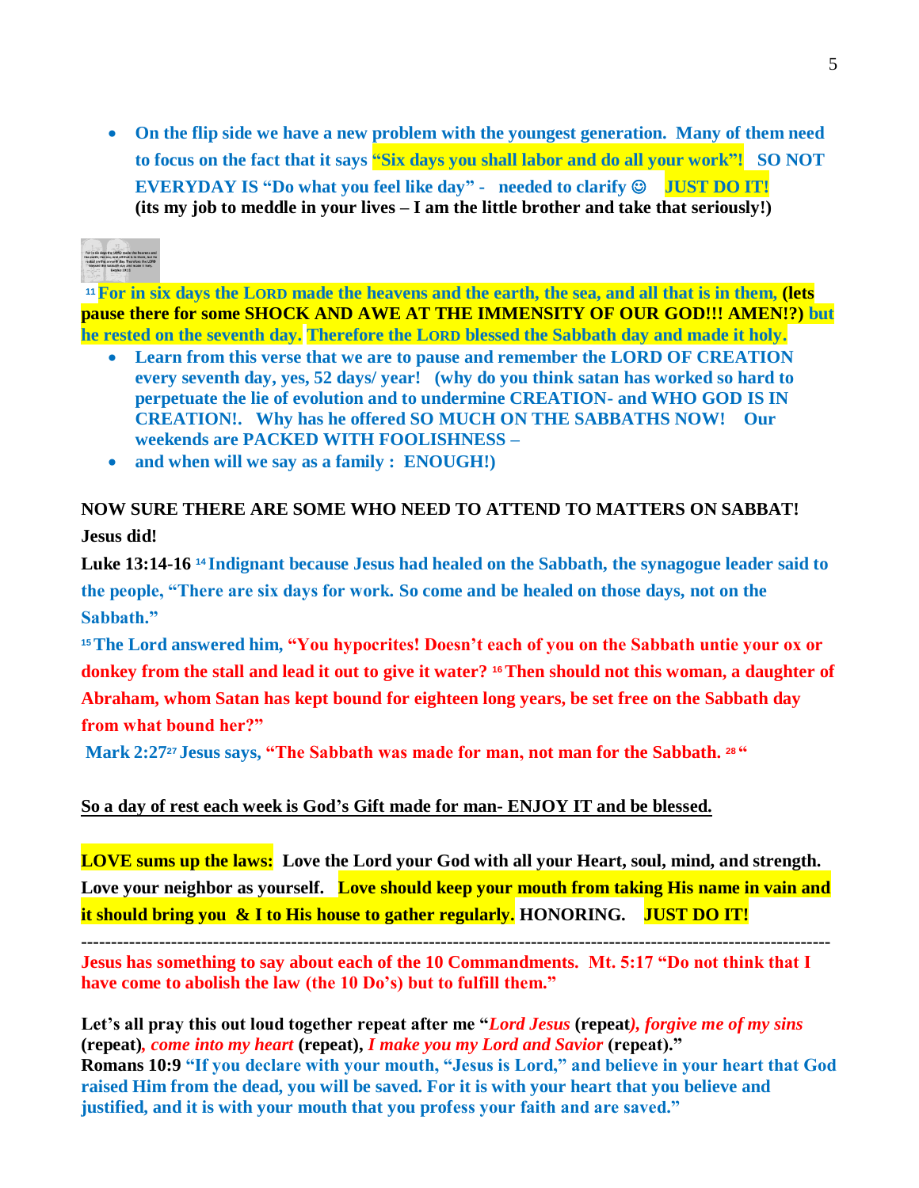- **On the flip side we have a new problem with the youngest generation. Many of them need to focus on the fact that it says "Six days you shall labor and do all your work"! SO NOT EVERYDAY IS "Do what you feel like day" - needed to clarify ☺ JUST DO IT! (its my job to meddle in your lives – I am the little brother and take that seriously!)**

**[11] For in six days the LORD made the heavens and the earth, the sea, and all that is in them, (lets pause there for some SHOCK AND AWE AT THE IMMENSITY OF OUR GOD!!! AMEN!?) but he rested on the seventh day. Therefore the LORD blessed the Sabbath day and made it holy.**

- **Learn from this verse that we are to pause and remember the LORD OF CREATION every seventh day, yes, 52 days/ year! (why do you think satan has worked so hard to perpetuate the lie of evolution and to undermine CREATION- and WHO GOD IS IN CREATION!. Why has he offered SO MUCH ON THE SABBATHS NOW! Our weekends are PACKED WITH FOOLISHNESS –**
- **and when will we say as a family : ENOUGH!)**

**NOW SURE THERE ARE SOME WHO NEED TO ATTEND TO MATTERS ON SABBAT! Jesus did!**

**Luke 13:14-16 [14] Indignant because Jesus had healed on the Sabbath, the synagogue leader said to the people, "There are six days for work. So come and be healed on those days, not on the Sabbath."**

**[15] The Lord answered him, "You hypocrites! Doesn't each of you on the Sabbath untie your ox or donkey from the stall and lead it out to give it water? [16] Then should not this woman, a daughter of Abraham, whom Satan has kept bound for eighteen long years, be set free on the Sabbath day from what bound her?"**

**Mark 2:27[27] Jesus says, "The Sabbath was made for man, not man for the Sabbath. [28] "**

**<u>So a day of rest each week is God's Gift made for man- ENJOY IT and be blessed.</u>**

**LOVE sums up the laws: Love the Lord your God with all your Heart, soul, mind, and strength. Love your neighbor as yourself. Love should keep your mouth from taking His name in vain and it should bring you & I to His house to gather regularly. HONORING. JUST DO IT!**

---

**Jesus has something to say about each of the 10 Commandments. Mt. 5:17 "Do not think that I have come to abolish the law (the 10 Do's) but to fulfill them."**

**Let's all pray this out loud together repeat after me "*Lord Jesus* (repeat*), forgive me of my sins* (repeat)*, come into my heart* (repeat), *I make you my Lord and Savior* (repeat)."**
**Romans 10:9 "If you declare with your mouth, "Jesus is Lord," and believe in your heart that God raised Him from the dead, you will be saved. For it is with your heart that you believe and justified, and it is with your mouth that you profess your faith and are saved."**